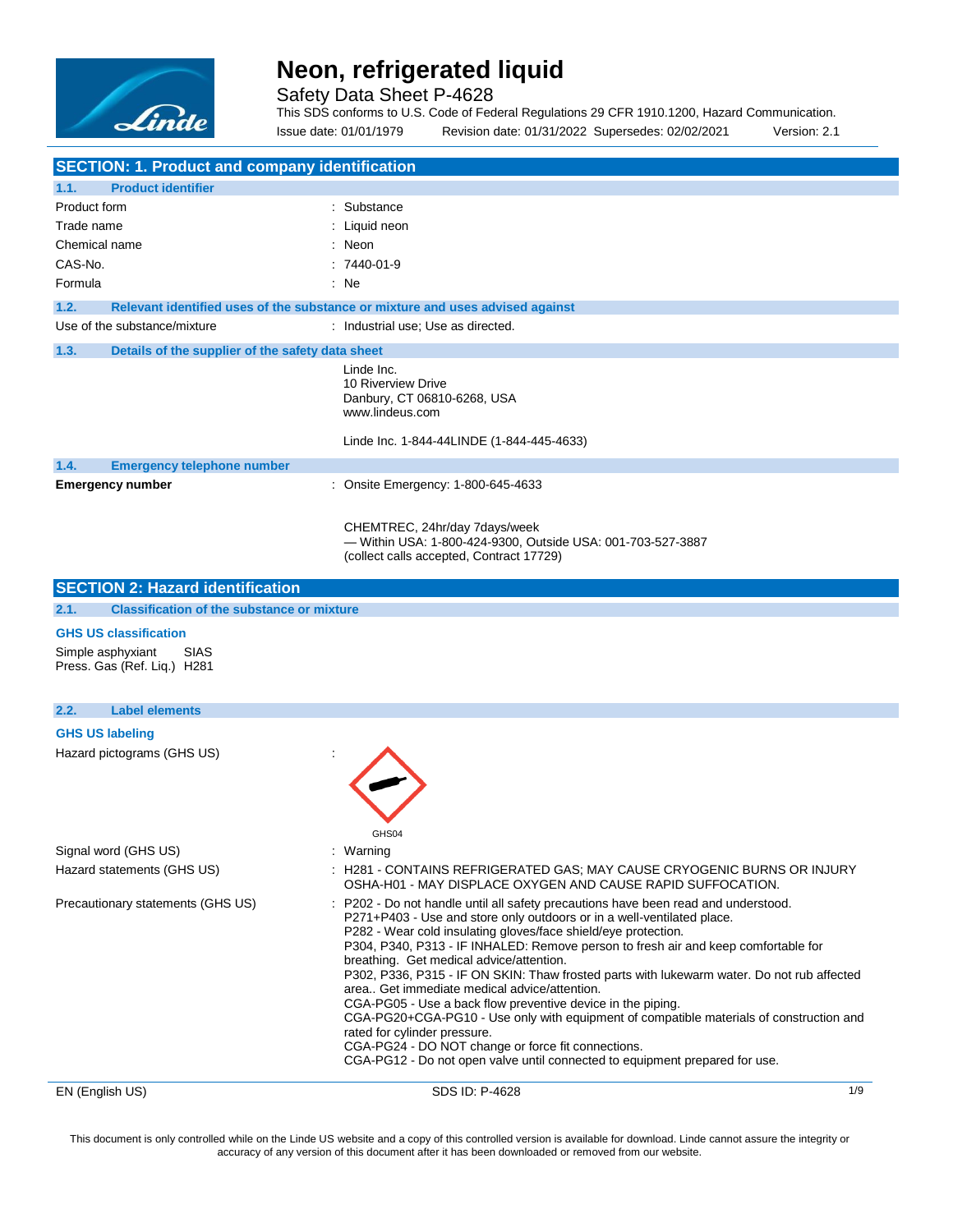# Neon, refrigerated liquid

Safety Data Sheet P-4628

This SDS conforms to U.S. Code of Federal Regulations 29 CFR 1910.1200, Hazard Communication.

Issue date: 01/01/1979 Revision date: 01/31/2022 Supersedes: 02/02/2021 Version: 2.1

## SECTION: 1. Product and company identification

### 1.1. Product identifier

| | |
|---|---|
| Product form | : Substance |
| Trade name | : Liquid neon |
| Chemical name | : Neon |
| CAS-No. | : 7440-01-9 |
| Formula | : Ne |

### 1.2. Relevant identified uses of the substance or mixture and uses advised against

Use of the substance/mixture : Industrial use; Use as directed.

### 1.3. Details of the supplier of the safety data sheet

Linde Inc.
10 Riverview Drive
Danbury, CT 06810-6268, USA
www.lindeus.com

Linde Inc. 1-844-44LINDE (1-844-445-4633)

### 1.4. Emergency telephone number

**Emergency number** : Onsite Emergency: 1-800-645-4633

CHEMTREC, 24hr/day 7days/week
— Within USA: 1-800-424-9300, Outside USA: 001-703-527-3887
(collect calls accepted, Contract 17729)

## SECTION 2: Hazard identification

### 2.1. Classification of the substance or mixture

**GHS US classification**

Simple asphyxiant SIAS
Press. Gas (Ref. Liq.) H281

### 2.2. Label elements

**GHS US labeling**

Hazard pictograms (GHS US) :

GHS04

Signal word (GHS US) : Warning

Hazard statements (GHS US) : H281 - CONTAINS REFRIGERATED GAS; MAY CAUSE CRYOGENIC BURNS OR INJURY
OSHA-H01 - MAY DISPLACE OXYGEN AND CAUSE RAPID SUFFOCATION.

Precautionary statements (GHS US) : P202 - Do not handle until all safety precautions have been read and understood.
P271+P403 - Use and store only outdoors or in a well-ventilated place.
P282 - Wear cold insulating gloves/face shield/eye protection.
P304, P340, P313 - IF INHALED: Remove person to fresh air and keep comfortable for breathing. Get medical advice/attention.
P302, P336, P315 - IF ON SKIN: Thaw frosted parts with lukewarm water. Do not rub affected area.. Get immediate medical advice/attention.
CGA-PG05 - Use a back flow preventive device in the piping.
CGA-PG20+CGA-PG10 - Use only with equipment of compatible materials of construction and rated for cylinder pressure.
CGA-PG24 - DO NOT change or force fit connections.
CGA-PG12 - Do not open valve until connected to equipment prepared for use.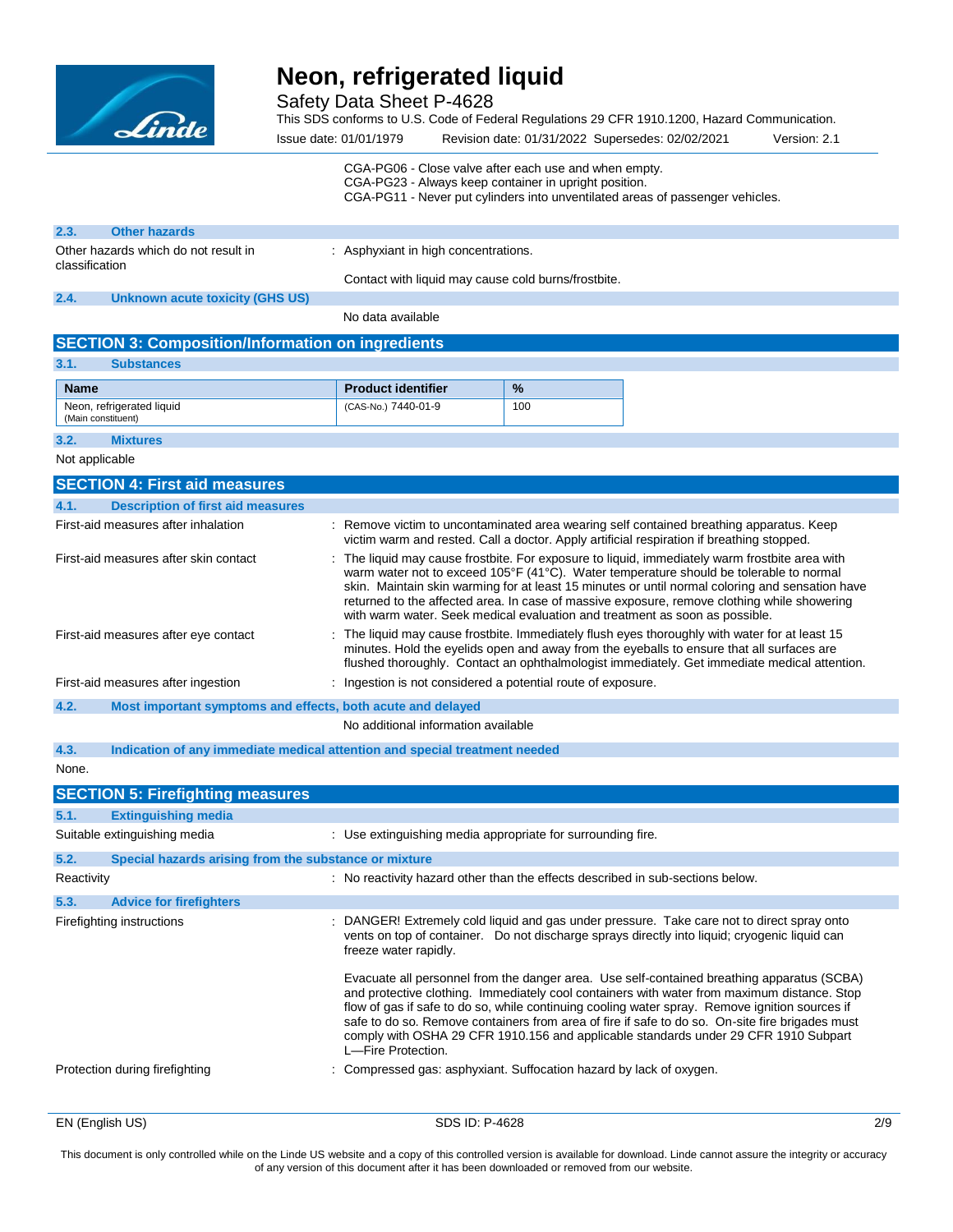CGA-PG06 - Close valve after each use and when empty.
CGA-PG23 - Always keep container in upright position.
CGA-PG11 - Never put cylinders into unventilated areas of passenger vehicles.

### 2.3. Other hazards

Other hazards which do not result in classification : Asphyxiant in high concentrations.

Contact with liquid may cause cold burns/frostbite.

### 2.4. Unknown acute toxicity (GHS US)

No data available

## SECTION 3: Composition/Information on ingredients

### 3.1. Substances

| Name | Product identifier | % |
|---|---|---|
| Neon, refrigerated liquid (Main constituent) | (CAS-No.) 7440-01-9 | 100 |

### 3.2. Mixtures

Not applicable

## SECTION 4: First aid measures

### 4.1. Description of first aid measures

First-aid measures after inhalation : Remove victim to uncontaminated area wearing self contained breathing apparatus. Keep victim warm and rested. Call a doctor. Apply artificial respiration if breathing stopped.

First-aid measures after skin contact : The liquid may cause frostbite. For exposure to liquid, immediately warm frostbite area with warm water not to exceed 105°F (41°C). Water temperature should be tolerable to normal skin. Maintain skin warming for at least 15 minutes or until normal coloring and sensation have returned to the affected area. In case of massive exposure, remove clothing while showering with warm water. Seek medical evaluation and treatment as soon as possible.

First-aid measures after eye contact : The liquid may cause frostbite. Immediately flush eyes thoroughly with water for at least 15 minutes. Hold the eyelids open and away from the eyeballs to ensure that all surfaces are flushed thoroughly. Contact an ophthalmologist immediately. Get immediate medical attention.

First-aid measures after ingestion : Ingestion is not considered a potential route of exposure.

### 4.2. Most important symptoms and effects, both acute and delayed

No additional information available

### 4.3. Indication of any immediate medical attention and special treatment needed

None.

## SECTION 5: Firefighting measures

### 5.1. Extinguishing media

Suitable extinguishing media : Use extinguishing media appropriate for surrounding fire.

### 5.2. Special hazards arising from the substance or mixture

Reactivity : No reactivity hazard other than the effects described in sub-sections below.

### 5.3. Advice for firefighters

Firefighting instructions : DANGER! Extremely cold liquid and gas under pressure. Take care not to direct spray onto vents on top of container. Do not discharge sprays directly into liquid; cryogenic liquid can freeze water rapidly.

Evacuate all personnel from the danger area. Use self-contained breathing apparatus (SCBA) and protective clothing. Immediately cool containers with water from maximum distance. Stop flow of gas if safe to do so, while continuing cooling water spray. Remove ignition sources if safe to do so. Remove containers from area of fire if safe to do so. On-site fire brigades must comply with OSHA 29 CFR 1910.156 and applicable standards under 29 CFR 1910 Subpart L—Fire Protection.

Protection during firefighting : Compressed gas: asphyxiant. Suffocation hazard by lack of oxygen.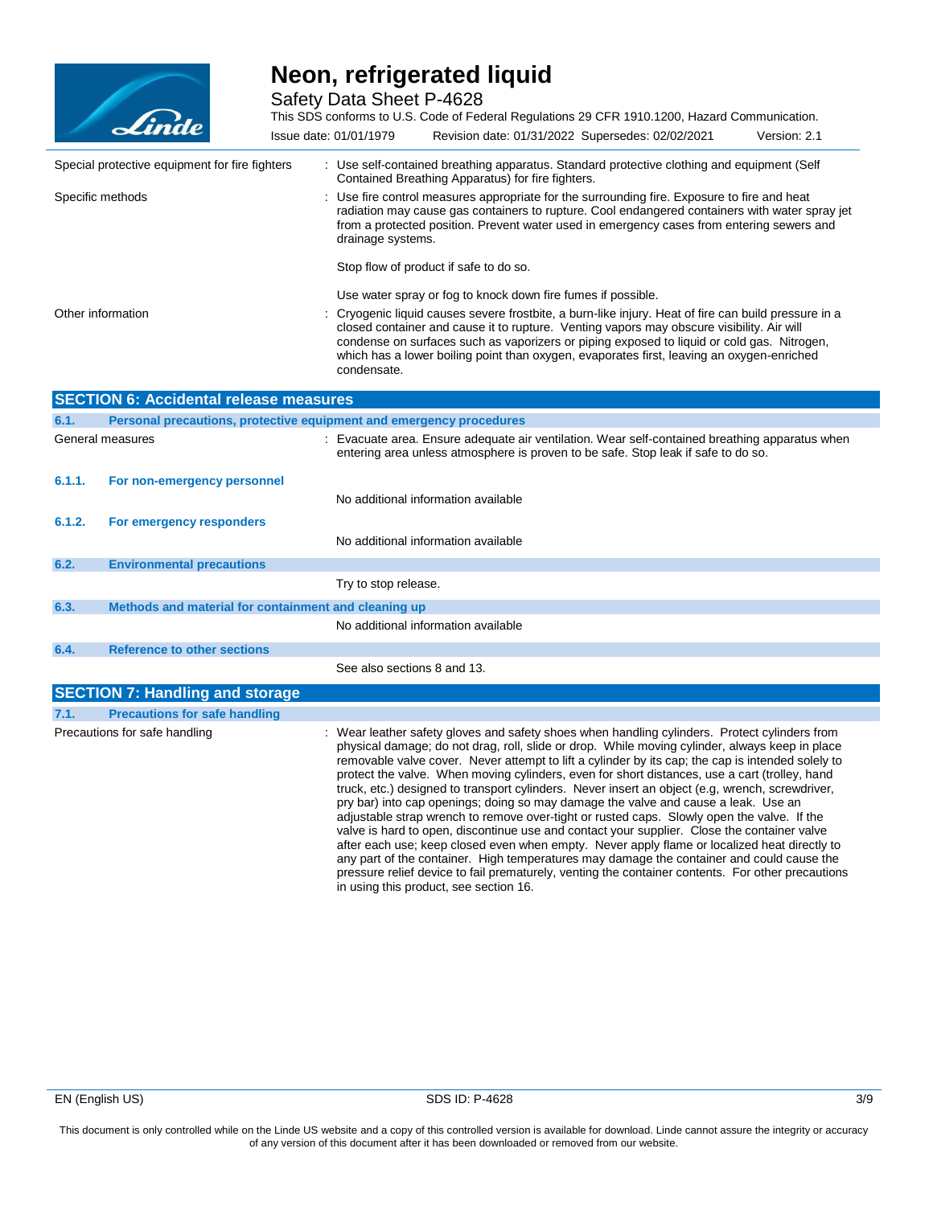| | |
|---|---|
| Special protective equipment for fire fighters | : Use self-contained breathing apparatus. Standard protective clothing and equipment (Self Contained Breathing Apparatus) for fire fighters. |
| Specific methods | : Use fire control measures appropriate for the surrounding fire. Exposure to fire and heat radiation may cause gas containers to rupture. Cool endangered containers with water spray jet from a protected position. Prevent water used in emergency cases from entering sewers and drainage systems.<br><br>Stop flow of product if safe to do so.<br><br>Use water spray or fog to knock down fire fumes if possible. |
| Other information | : Cryogenic liquid causes severe frostbite, a burn-like injury. Heat of fire can build pressure in a closed container and cause it to rupture. Venting vapors may obscure visibility. Air will condense on surfaces such as vaporizers or piping exposed to liquid or cold gas. Nitrogen, which has a lower boiling point than oxygen, evaporates first, leaving an oxygen-enriched condensate. |

## SECTION 6: Accidental release measures

### 6.1. Personal precautions, protective equipment and emergency procedures

General measures : Evacuate area. Ensure adequate air ventilation. Wear self-contained breathing apparatus when entering area unless atmosphere is proven to be safe. Stop leak if safe to do so.

#### 6.1.1. For non-emergency personnel

No additional information available

#### 6.1.2. For emergency responders

No additional information available

### 6.2. Environmental precautions

Try to stop release.

### 6.3. Methods and material for containment and cleaning up

No additional information available

### 6.4. Reference to other sections

See also sections 8 and 13.

## SECTION 7: Handling and storage

### 7.1. Precautions for safe handling

Precautions for safe handling : Wear leather safety gloves and safety shoes when handling cylinders. Protect cylinders from physical damage; do not drag, roll, slide or drop. While moving cylinder, always keep in place removable valve cover. Never attempt to lift a cylinder by its cap; the cap is intended solely to protect the valve. When moving cylinders, even for short distances, use a cart (trolley, hand truck, etc.) designed to transport cylinders. Never insert an object (e.g, wrench, screwdriver, pry bar) into cap openings; doing so may damage the valve and cause a leak. Use an adjustable strap wrench to remove over-tight or rusted caps. Slowly open the valve. If the valve is hard to open, discontinue use and contact your supplier. Close the container valve after each use; keep closed even when empty. Never apply flame or localized heat directly to any part of the container. High temperatures may damage the container and could cause the pressure relief device to fail prematurely, venting the container contents. For other precautions in using this product, see section 16.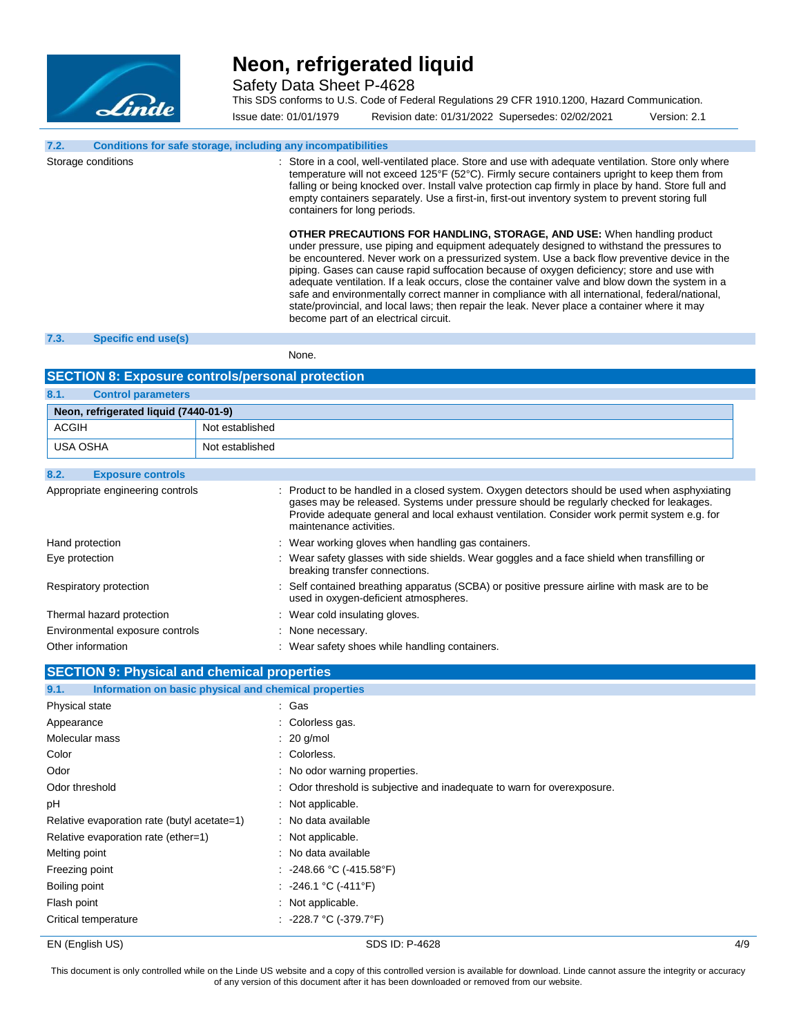### 7.2. Conditions for safe storage, including any incompatibilities

Storage conditions : Store in a cool, well-ventilated place. Store and use with adequate ventilation. Store only where temperature will not exceed 125°F (52°C). Firmly secure containers upright to keep them from falling or being knocked over. Install valve protection cap firmly in place by hand. Store full and empty containers separately. Use a first-in, first-out inventory system to prevent storing full containers for long periods.

**OTHER PRECAUTIONS FOR HANDLING, STORAGE, AND USE:** When handling product under pressure, use piping and equipment adequately designed to withstand the pressures to be encountered. Never work on a pressurized system. Use a back flow preventive device in the piping. Gases can cause rapid suffocation because of oxygen deficiency; store and use with adequate ventilation. If a leak occurs, close the container valve and blow down the system in a safe and environmentally correct manner in compliance with all international, federal/national, state/provincial, and local laws; then repair the leak. Never place a container where it may become part of an electrical circuit.

### 7.3. Specific end use(s)

None.

## SECTION 8: Exposure controls/personal protection

### 8.1. Control parameters

| Neon, refrigerated liquid (7440-01-9) | |
|---|---|
| ACGIH | Not established |
| USA OSHA | Not established |

### 8.2. Exposure controls

Appropriate engineering controls : Product to be handled in a closed system. Oxygen detectors should be used when asphyxiating gases may be released. Systems under pressure should be regularly checked for leakages. Provide adequate general and local exhaust ventilation. Consider work permit system e.g. for maintenance activities.

Hand protection : Wear working gloves when handling gas containers.

Eye protection : Wear safety glasses with side shields. Wear goggles and a face shield when transfilling or breaking transfer connections.

Respiratory protection : Self contained breathing apparatus (SCBA) or positive pressure airline with mask are to be used in oxygen-deficient atmospheres.

Thermal hazard protection : Wear cold insulating gloves.

Environmental exposure controls : None necessary.

Other information : Wear safety shoes while handling containers.

## SECTION 9: Physical and chemical properties

### 9.1. Information on basic physical and chemical properties

Physical state : Gas

Appearance : Colorless gas.

Molecular mass : 20 g/mol

Color : Colorless.

Odor : No odor warning properties.

Odor threshold : Odor threshold is subjective and inadequate to warn for overexposure.

pH : Not applicable.

Relative evaporation rate (butyl acetate=1) : No data available

Relative evaporation rate (ether=1) : Not applicable.

Melting point : No data available

Freezing point : -248.66 °C (-415.58°F)

Boiling point : -246.1 °C (-411°F)

Flash point : Not applicable.

Critical temperature : -228.7 °C (-379.7°F)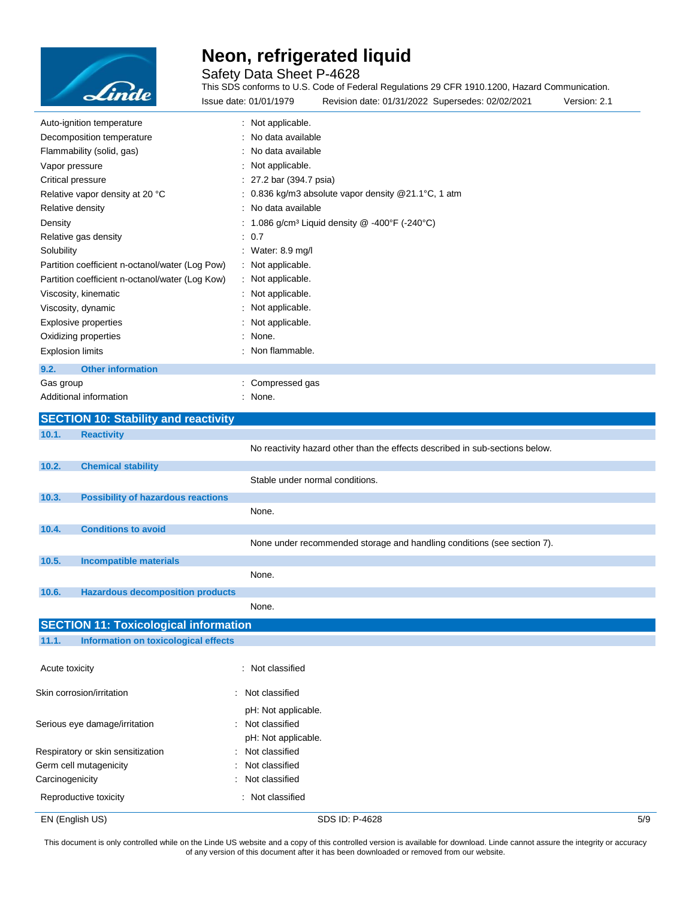| | |
|---|---|
| Auto-ignition temperature | : Not applicable. |
| Decomposition temperature | : No data available |
| Flammability (solid, gas) | : No data available |
| Vapor pressure | : Not applicable. |
| Critical pressure | : 27.2 bar (394.7 psia) |
| Relative vapor density at 20 °C | : 0.836 kg/m3 absolute vapor density @21.1°C, 1 atm |
| Relative density | : No data available |
| Density | : 1.086 g/cm³ Liquid density @ -400°F (-240°C) |
| Relative gas density | : 0.7 |
| Solubility | : Water: 8.9 mg/l |
| Partition coefficient n-octanol/water (Log Pow) | : Not applicable. |
| Partition coefficient n-octanol/water (Log Kow) | : Not applicable. |
| Viscosity, kinematic | : Not applicable. |
| Viscosity, dynamic | : Not applicable. |
| Explosive properties | : Not applicable. |
| Oxidizing properties | : None. |
| Explosion limits | : Non flammable. |

### 9.2. Other information

| | |
|---|---|
| Gas group | : Compressed gas |
| Additional information | : None. |

## SECTION 10: Stability and reactivity

### 10.1. Reactivity

No reactivity hazard other than the effects described in sub-sections below.

### 10.2. Chemical stability

Stable under normal conditions.

### 10.3. Possibility of hazardous reactions

None.

### 10.4. Conditions to avoid

None under recommended storage and handling conditions (see section 7).

### 10.5. Incompatible materials

None.

### 10.6. Hazardous decomposition products

None.

## SECTION 11: Toxicological information

### 11.1. Information on toxicological effects

| | |
|---|---|
| Acute toxicity | : Not classified |
| Skin corrosion/irritation | : Not classified<br>pH: Not applicable. |
| Serious eye damage/irritation | : Not classified<br>pH: Not applicable. |
| Respiratory or skin sensitization | : Not classified |
| Germ cell mutagenicity | : Not classified |
| Carcinogenicity | : Not classified |
| Reproductive toxicity | : Not classified |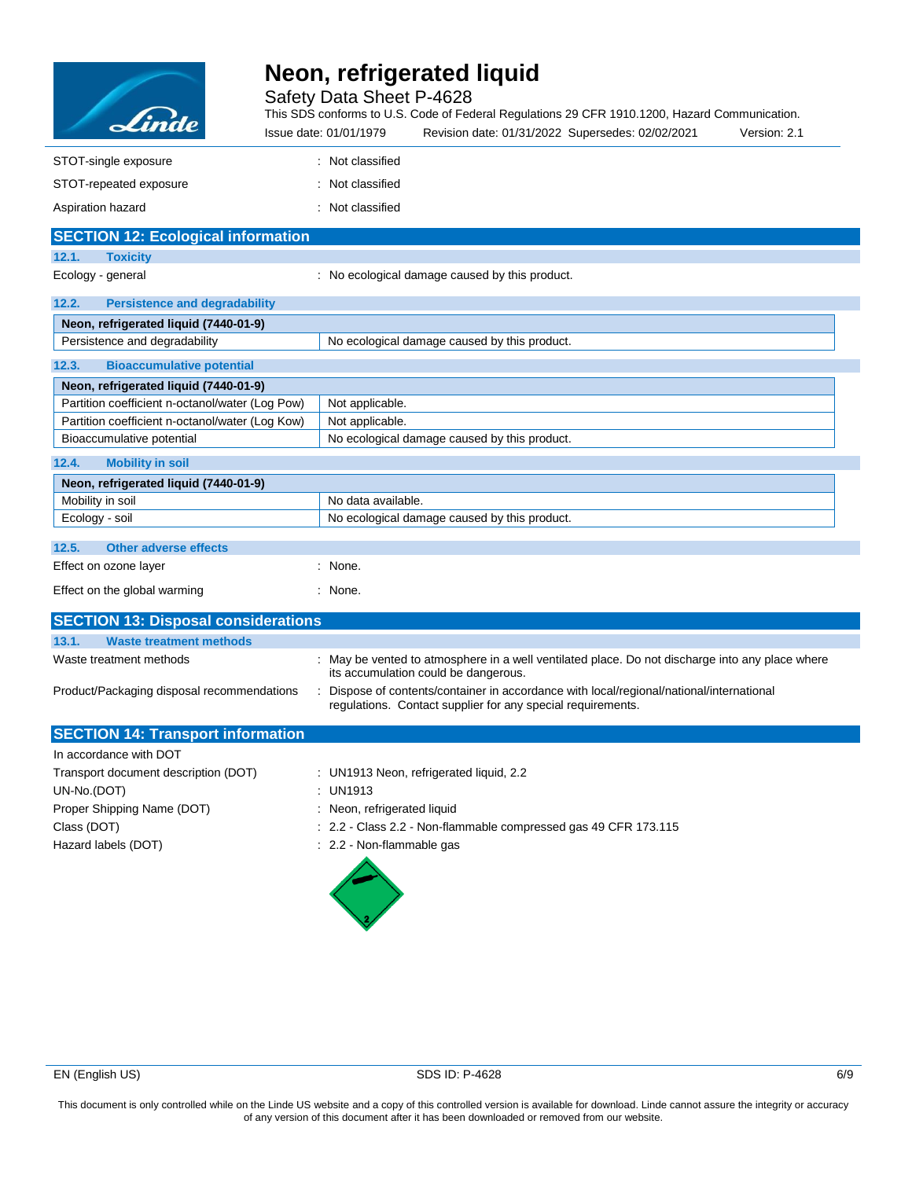STOT-single exposure : Not classified

STOT-repeated exposure : Not classified

Aspiration hazard : Not classified

## SECTION 12: Ecological information

### 12.1. Toxicity

Ecology - general : No ecological damage caused by this product.

### 12.2. Persistence and degradability

| Neon, refrigerated liquid (7440-01-9) | |
|---|---|
| Persistence and degradability | No ecological damage caused by this product. |

### 12.3. Bioaccumulative potential

| Neon, refrigerated liquid (7440-01-9) | |
|---|---|
| Partition coefficient n-octanol/water (Log Pow) | Not applicable. |
| Partition coefficient n-octanol/water (Log Kow) | Not applicable. |
| Bioaccumulative potential | No ecological damage caused by this product. |

### 12.4. Mobility in soil

| Neon, refrigerated liquid (7440-01-9) | |
|---|---|
| Mobility in soil | No data available. |
| Ecology - soil | No ecological damage caused by this product. |

### 12.5. Other adverse effects

Effect on ozone layer : None.

Effect on the global warming : None.

## SECTION 13: Disposal considerations

### 13.1. Waste treatment methods

Waste treatment methods : May be vented to atmosphere in a well ventilated place. Do not discharge into any place where its accumulation could be dangerous.

Product/Packaging disposal recommendations : Dispose of contents/container in accordance with local/regional/national/international regulations. Contact supplier for any special requirements.

## SECTION 14: Transport information

In accordance with DOT

Transport document description (DOT) : UN1913 Neon, refrigerated liquid, 2.2

UN-No.(DOT) : UN1913

Proper Shipping Name (DOT) : Neon, refrigerated liquid

Class (DOT) : 2.2 - Class 2.2 - Non-flammable compressed gas 49 CFR 173.115

Hazard labels (DOT) : 2.2 - Non-flammable gas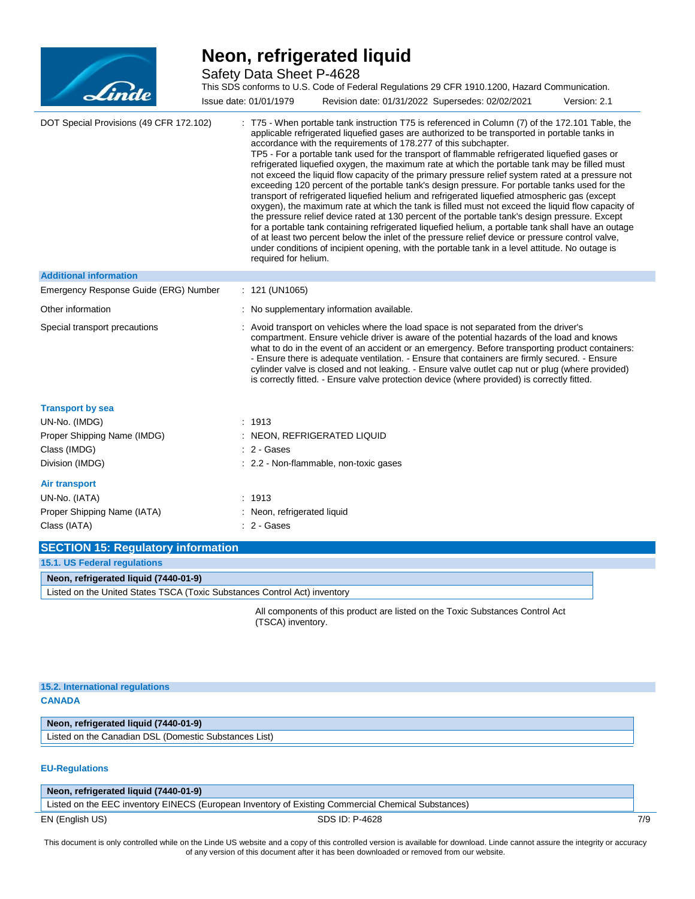DOT Special Provisions (49 CFR 172.102) : T75 - When portable tank instruction T75 is referenced in Column (7) of the 172.101 Table, the applicable refrigerated liquefied gases are authorized to be transported in portable tanks in accordance with the requirements of 178.277 of this subchapter.
TP5 - For a portable tank used for the transport of flammable refrigerated liquefied gases or refrigerated liquefied oxygen, the maximum rate at which the portable tank may be filled must not exceed the liquid flow capacity of the primary pressure relief system rated at a pressure not exceeding 120 percent of the portable tank's design pressure. For portable tanks used for the transport of refrigerated liquefied helium and refrigerated liquefied atmospheric gas (except oxygen), the maximum rate at which the tank is filled must not exceed the liquid flow capacity of the pressure relief device rated at 130 percent of the portable tank's design pressure. Except for a portable tank containing refrigerated liquefied helium, a portable tank shall have an outage of at least two percent below the inlet of the pressure relief device or pressure control valve, under conditions of incipient opening, with the portable tank in a level attitude. No outage is required for helium.

**Additional information**

Emergency Response Guide (ERG) Number : 121 (UN1065)

Other information : No supplementary information available.

Special transport precautions : Avoid transport on vehicles where the load space is not separated from the driver's compartment. Ensure vehicle driver is aware of the potential hazards of the load and knows what to do in the event of an accident or an emergency. Before transporting product containers: - Ensure there is adequate ventilation. - Ensure that containers are firmly secured. - Ensure cylinder valve is closed and not leaking. - Ensure valve outlet cap nut or plug (where provided) is correctly fitted. - Ensure valve protection device (where provided) is correctly fitted.

**Transport by sea**

UN-No. (IMDG) : 1913

Proper Shipping Name (IMDG) : NEON, REFRIGERATED LIQUID

Class (IMDG) : 2 - Gases

Division (IMDG) : 2.2 - Non-flammable, non-toxic gases

**Air transport**

UN-No. (IATA) : 1913

Proper Shipping Name (IATA) : Neon, refrigerated liquid

Class (IATA) : 2 - Gases

## SECTION 15: Regulatory information

### 15.1. US Federal regulations

| Neon, refrigerated liquid (7440-01-9) |
|---|
| Listed on the United States TSCA (Toxic Substances Control Act) inventory |

All components of this product are listed on the Toxic Substances Control Act (TSCA) inventory.

### 15.2. International regulations

**CANADA**

| Neon, refrigerated liquid (7440-01-9) |
|---|
| Listed on the Canadian DSL (Domestic Substances List) |

**EU-Regulations**

| Neon, refrigerated liquid (7440-01-9) |
|---|
| Listed on the EEC inventory EINECS (European Inventory of Existing Commercial Chemical Substances) |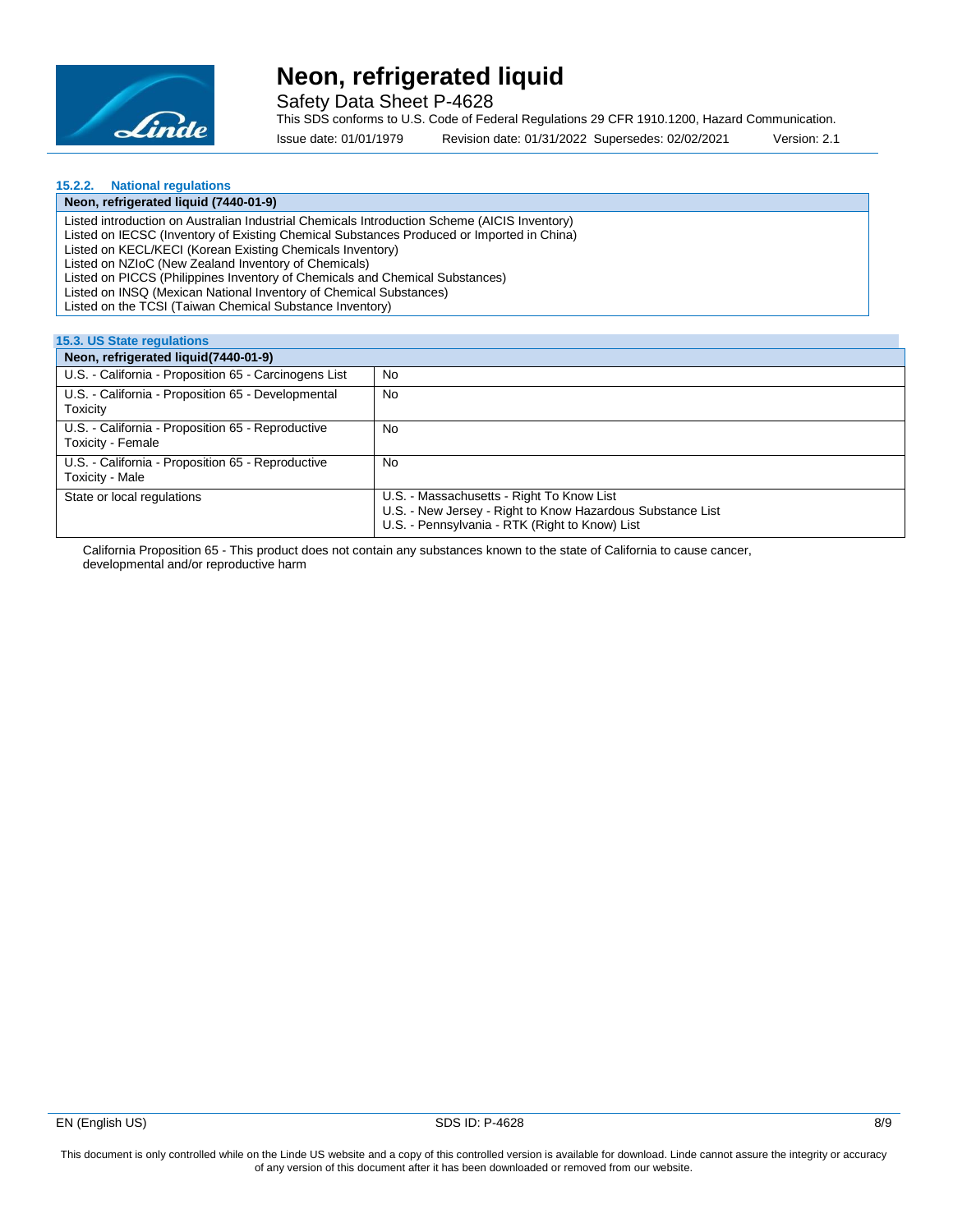### 15.2.2. National regulations

| Neon, refrigerated liquid (7440-01-9) |
|---|
| Listed introduction on Australian Industrial Chemicals Introduction Scheme (AICIS Inventory)<br>Listed on IECSC (Inventory of Existing Chemical Substances Produced or Imported in China)<br>Listed on KECL/KECI (Korean Existing Chemicals Inventory)<br>Listed on NZIoC (New Zealand Inventory of Chemicals)<br>Listed on PICCS (Philippines Inventory of Chemicals and Chemical Substances)<br>Listed on INSQ (Mexican National Inventory of Chemical Substances)<br>Listed on the TCSI (Taiwan Chemical Substance Inventory) |

### 15.3. US State regulations

| Neon, refrigerated liquid(7440-01-9) | |
|---|---|
| U.S. - California - Proposition 65 - Carcinogens List | No |
| U.S. - California - Proposition 65 - Developmental Toxicity | No |
| U.S. - California - Proposition 65 - Reproductive Toxicity - Female | No |
| U.S. - California - Proposition 65 - Reproductive Toxicity - Male | No |
| State or local regulations | U.S. - Massachusetts - Right To Know List<br>U.S. - New Jersey - Right to Know Hazardous Substance List<br>U.S. - Pennsylvania - RTK (Right to Know) List |

California Proposition 65 - This product does not contain any substances known to the state of California to cause cancer, developmental and/or reproductive harm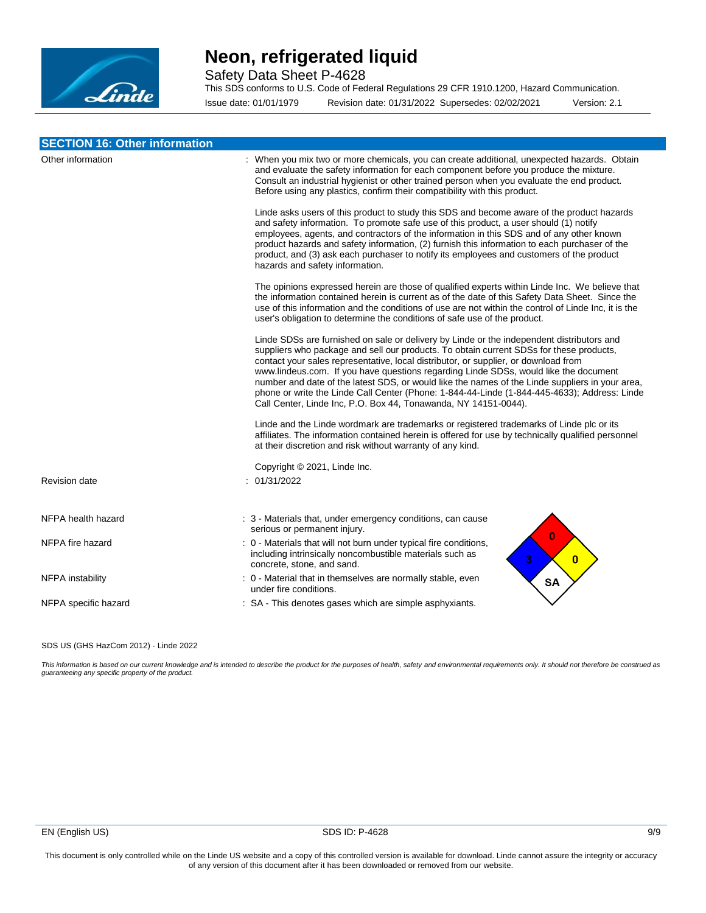## SECTION 16: Other information

Other information : When you mix two or more chemicals, you can create additional, unexpected hazards. Obtain and evaluate the safety information for each component before you produce the mixture. Consult an industrial hygienist or other trained person when you evaluate the end product. Before using any plastics, confirm their compatibility with this product.

Linde asks users of this product to study this SDS and become aware of the product hazards and safety information. To promote safe use of this product, a user should (1) notify employees, agents, and contractors of the information in this SDS and of any other known product hazards and safety information, (2) furnish this information to each purchaser of the product, and (3) ask each purchaser to notify its employees and customers of the product hazards and safety information.

The opinions expressed herein are those of qualified experts within Linde Inc. We believe that the information contained herein is current as of the date of this Safety Data Sheet. Since the use of this information and the conditions of use are not within the control of Linde Inc, it is the user's obligation to determine the conditions of safe use of the product.

Linde SDSs are furnished on sale or delivery by Linde or the independent distributors and suppliers who package and sell our products. To obtain current SDSs for these products, contact your sales representative, local distributor, or supplier, or download from www.lindeus.com. If you have questions regarding Linde SDSs, would like the document number and date of the latest SDS, or would like the names of the Linde suppliers in your area, phone or write the Linde Call Center (Phone: 1-844-44-Linde (1-844-445-4633); Address: Linde Call Center, Linde Inc, P.O. Box 44, Tonawanda, NY 14151-0044).

Linde and the Linde wordmark are trademarks or registered trademarks of Linde plc or its affiliates. The information contained herein is offered for use by technically qualified personnel at their discretion and risk without warranty of any kind.

Copyright © 2021, Linde Inc.

Revision date : 01/31/2022

NFPA health hazard : 3 - Materials that, under emergency conditions, can cause serious or permanent injury.

NFPA fire hazard : 0 - Materials that will not burn under typical fire conditions, including intrinsically noncombustible materials such as concrete, stone, and sand.

NFPA instability : 0 - Material that in themselves are normally stable, even under fire conditions.

NFPA specific hazard : SA - This denotes gases which are simple asphyxiants.

0
3
0
SA

SDS US (GHS HazCom 2012) - Linde 2022

*This information is based on our current knowledge and is intended to describe the product for the purposes of health, safety and environmental requirements only. It should not therefore be construed as guaranteeing any specific property of the product.*